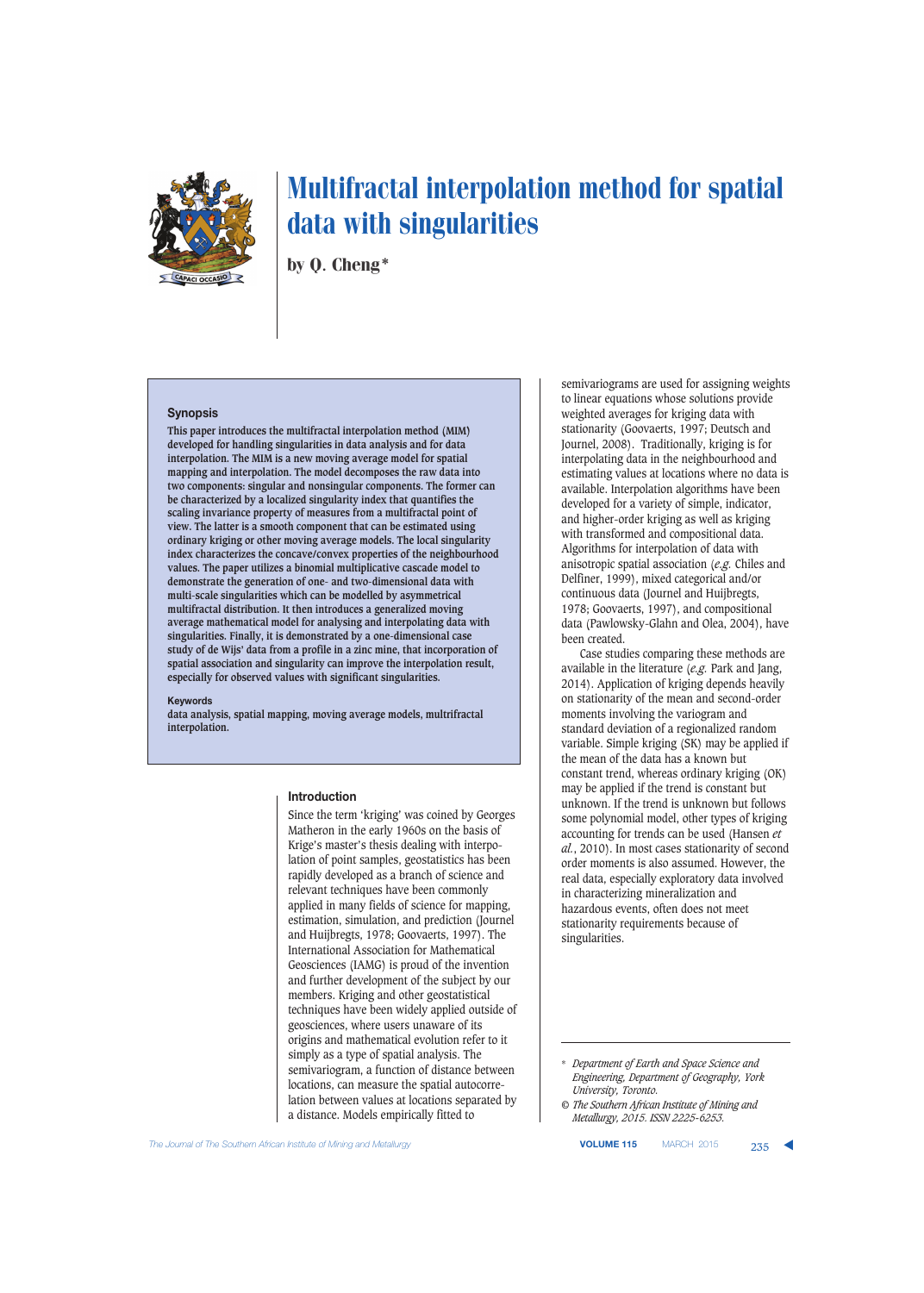# Multifractal interpolation method for spatial data with singularities

by Q. Cheng*

## Synopsis

This paper introduces the multifractal interpolation method (MIM) developed for handling singularities in data analysis and for data interpolation. The MIM is a new moving average model for spatial mapping and interpolation. The model decomposes the raw data into two components: singular and nonsingular components. The former can be characterized by a localized singularity index that quantifies the scaling invariance property of measures from a multifractal point of view. The latter is a smooth component that can be estimated using ordinary kriging or other moving average models. The local singularity index characterizes the concave/convex properties of the neighbourhood values. The paper utilizes a binomial multiplicative cascade model to demonstrate the generation of one- and two-dimensional data with multi-scale singularities which can be modelled by asymmetrical multifractal distribution. It then introduces a generalized moving average mathematical model for analysing and interpolating data with singularities. Finally, it is demonstrated by a one-dimensional case study of de Wijs' data from a profile in a zinc mine, that incorporation of spatial association and singularity can improve the interpolation result, especially for observed values with significant singularities.

**Keywords**

data analysis, spatial mapping, moving average models, multifractal interpolation.

## Introduction

Since the term 'kriging' was coined by Georges Matheron in the early 1960s on the basis of Krige's master's thesis dealing with interpolation of point samples, geostatistics has been rapidly developed as a branch of science and relevant techniques have been commonly applied in many fields of science for mapping, estimation, simulation, and prediction (Journel and Huijbregts, 1978; Goovaerts, 1997). The International Association for Mathematical Geosciences (IAMG) is proud of the invention and further development of the subject by our members. Kriging and other geostatistical techniques have been widely applied outside of geosciences, where users unaware of its origins and mathematical evolution refer to it simply as a type of spatial analysis. The semivariogram, a function of distance between locations, can measure the spatial autocorrelation between values at locations separated by a distance. Models empirically fitted to semivariograms are used for assigning weights to linear equations whose solutions provide weighted averages for kriging data with stationarity (Goovaerts, 1997; Deutsch and Journel, 2008). Traditionally, kriging is for interpolating data in the neighbourhood and estimating values at locations where no data is available. Interpolation algorithms have been developed for a variety of simple, indicator, and higher-order kriging as well as kriging with transformed and compositional data. Algorithms for interpolation of data with anisotropic spatial association (*e.g.* Chiles and Delfiner, 1999), mixed categorical and/or continuous data (Journel and Huijbregts, 1978; Goovaerts, 1997), and compositional data (Pawlowsky-Glahn and Olea, 2004), have been created.

Case studies comparing these methods are available in the literature (*e.g.* Park and Jang, 2014). Application of kriging depends heavily on stationarity of the mean and second-order moments involving the variogram and standard deviation of a regionalized random variable. Simple kriging (SK) may be applied if the mean of the data has a known but constant trend, whereas ordinary kriging (OK) may be applied if the trend is constant but unknown. If the trend is unknown but follows some polynomial model, other types of kriging accounting for trends can be used (Hansen *et al.*, 2010). In most cases stationarity of second order moments is also assumed. However, the real data, especially exploratory data involved in characterizing mineralization and hazardous events, often does not meet stationarity requirements because of singularities.

\* *Department of Earth and Space Science and Engineering, Department of Geography, York University, Toronto.*

© *The Southern African Institute of Mining and Metallurgy, 2015. ISSN 2225-6253.*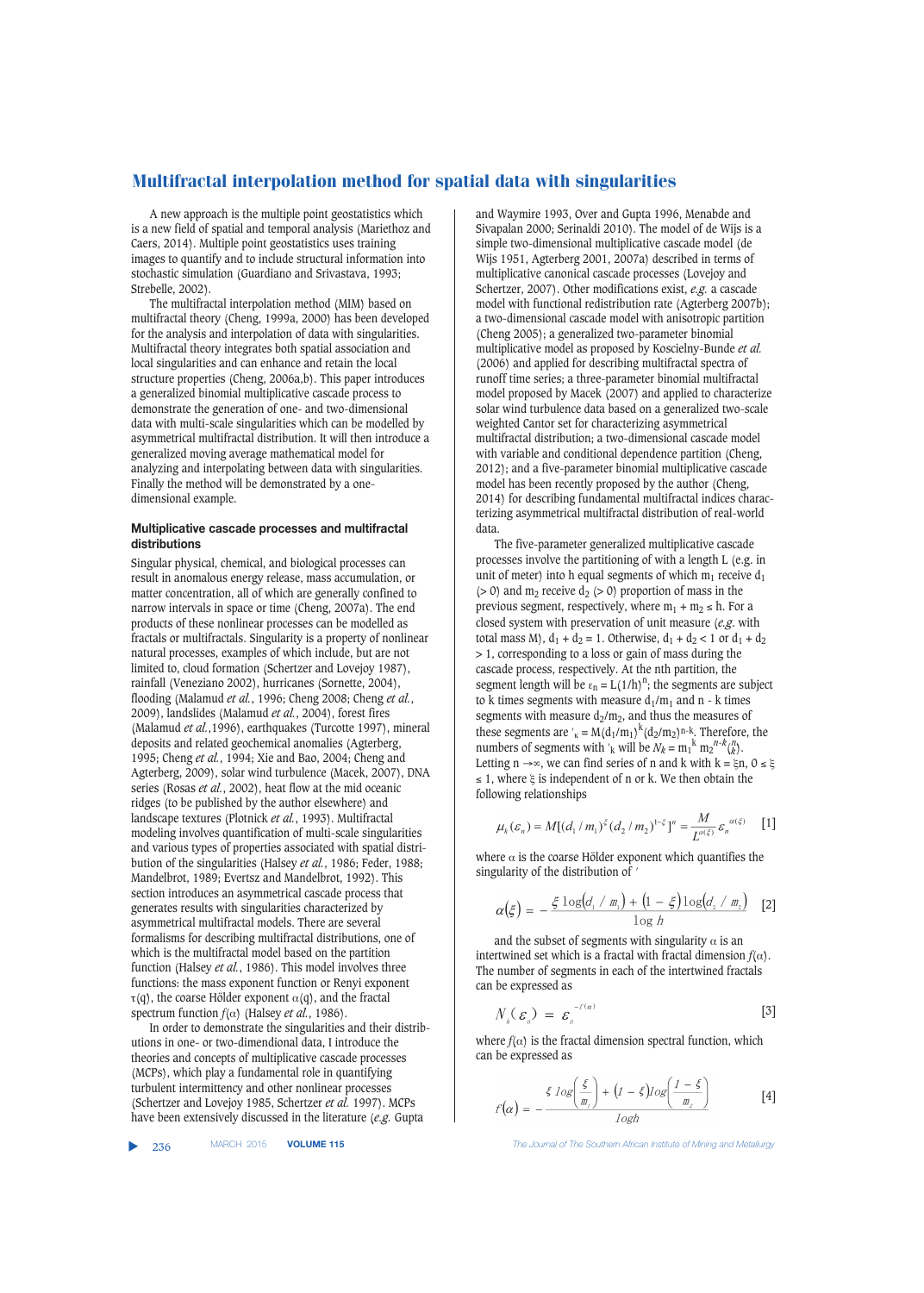# Multifractal interpolation method for spatial data with singularities

A new approach is the multiple point geostatistics which is a new field of spatial and temporal analysis (Mariethoz and Caers, 2014). Multiple point geostatistics uses training images to quantify and to include structural information into stochastic simulation (Guardiano and Srivastava, 1993; Strebelle, 2002).

The multifractal interpolation method (MIM) based on multifractal theory (Cheng, 1999a, 2000) has been developed for the analysis and interpolation of data with singularities. Multifractal theory integrates both spatial association and local singularities and can enhance and retain the local structure properties (Cheng, 2006a,b). This paper introduces a generalized binomial multiplicative cascade process to demonstrate the generation of one- and two-dimensional data with multi-scale singularities which can be modelled by asymmetrical multifractal distribution. It will then introduce a generalized moving average mathematical model for analyzing and interpolating between data with singularities. Finally the method will be demonstrated by a one-dimensional example.

## Multiplicative cascade processes and multifractal distributions

Singular physical, chemical, and biological processes can result in anomalous energy release, mass accumulation, or matter concentration, all of which are generally confined to narrow intervals in space or time (Cheng, 2007a). The end products of these nonlinear processes can be modelled as fractals or multifractals. Singularity is a property of nonlinear natural processes, examples of which include, but are not limited to, cloud formation (Schertzer and Lovejoy 1987), rainfall (Veneziano 2002), hurricanes (Sornette, 2004), flooding (Malamud *et al.*, 1996; Cheng 2008; Cheng *et al.*, 2009), landslides (Malamud *et al.*, 2004), forest fires (Malamud *et al.*,1996), earthquakes (Turcotte 1997), mineral deposits and related geochemical anomalies (Agterberg, 1995; Cheng *et al.*, 1994; Xie and Bao, 2004; Cheng and Agterberg, 2009), solar wind turbulence (Macek, 2007), DNA series (Rosas *et al.*, 2002), heat flow at the mid oceanic ridges (to be published by the author elsewhere) and landscape textures (Plotnick *et al.*, 1993). Multifractal modeling involves quantification of multi-scale singularities and various types of properties associated with spatial distribution of the singularities (Halsey *et al.*, 1986; Feder, 1988; Mandelbrot, 1989; Evertsz and Mandelbrot, 1992). This section introduces an asymmetrical cascade process that generates results with singularities characterized by asymmetrical multifractal models. There are several formalisms for describing multifractal distributions, one of which is the multifractal model based on the partition function (Halsey *et al.*, 1986). This model involves three functions: the mass exponent function or Renyi exponent $\tau(q)$, the coarse Hölder exponent $\alpha(q)$, and the fractal spectrum function $f(\alpha)$ (Halsey *et al.*, 1986).

In order to demonstrate the singularities and their distributions in one- or two-dimendional data, I introduce the theories and concepts of multiplicative cascade processes (MCPs), which play a fundamental role in quantifying turbulent intermittency and other nonlinear processes (Schertzer and Lovejoy 1985, Schertzer *et al.* 1997). MCPs have been extensively discussed in the literature (*e.g.* Gupta and Waymire 1993, Over and Gupta 1996, Menabde and Sivapalan 2000; Serinaldi 2010). The model of de Wijs is a simple two-dimensional multiplicative cascade model (de Wijs 1951, Agterberg 2001, 2007a) described in terms of multiplicative canonical cascade processes (Lovejoy and Schertzer, 2007). Other modifications exist, *e.g.* a cascade model with functional redistribution rate (Agterberg 2007b); a two-dimensional cascade model with anisotropic partition (Cheng 2005); a generalized two-parameter binomial multiplicative model as proposed by Koscielny-Bunde *et al.* (2006) and applied for describing multifractal spectra of runoff time series; a three-parameter binomial multifractal model proposed by Macek (2007) and applied to characterize solar wind turbulence data based on a generalized two-scale weighted Cantor set for characterizing asymmetrical multifractal distribution; a two-dimensional cascade model with variable and conditional dependence partition (Cheng, 2012); and a five-parameter binomial multiplicative cascade model has been recently proposed by the author (Cheng, 2014) for describing fundamental multifractal indices characterizing asymmetrical multifractal distribution of real-world data.

The five-parameter generalized multiplicative cascade processes involve the partitioning of with a length L (e.g. in unit of meter) into h equal segments of which $m_1$ receive $d_1$ ($> 0$) and $m_2$ receive $d_2$ ($> 0$) proportion of mass in the previous segment, respectively, where $m_1 + m_2 \leq h$. For a closed system with preservation of unit measure (*e.g.* with total mass M), $d_1 + d_2 = 1$. Otherwise, $d_1 + d_2 < 1$ or $d_1 + d_2 > 1$, corresponding to a loss or gain of mass during the cascade process, respectively. At the nth partition, the segment length will be $\varepsilon_n = L(1/h)^n$; the segments are subject to k times segments with measure $d_1/m_1$ and n - k times segments with measure $d_2/m_2$, and thus the measures of these segments are $'_k = M(d_1/m_1)^k(d_2/m_2)^{n-k}$. Therefore, the numbers of segments with $'_k$ will be $N_k = m_1^k\, m_2^{n-k}\binom{n}{k}$. Letting $n \to \infty$, we can find series of n and k with $k = \xi n$, $0 \leq \xi \leq 1$, where $\xi$ is independent of n or k. We then obtain the following relationships

$$\mu_k(\varepsilon_n) = M[(d_1/m_1)^{\xi}(d_2/m_2)^{1-\xi}]^n = \frac{M}{L^{\alpha(\xi)}}\varepsilon_n^{\alpha(\xi)} \quad [1]$$

where $\alpha$ is the coarse Hölder exponent which quantifies the singularity of the distribution of $'$

$$\alpha(\xi) = -\frac{\xi \log(d_1/m_1) + (1-\xi)\log(d_2/m_2)}{\log h} \quad [2]$$

and the subset of segments with singularity $\alpha$ is an intertwined set which is a fractal with fractal dimension $f(\alpha)$. The number of segments in each of the intertwined fractals can be expressed as

$$N_k(\varepsilon_n) = \varepsilon_n^{-f(\alpha)} \quad [3]$$

where $f(\alpha)$ is the fractal dimension spectral function, which can be expressed as

$$f(\alpha) = -\frac{\xi \log\left(\frac{\xi}{m_1}\right) + (1-\xi)\log\left(\frac{1-\xi}{m_2}\right)}{\log h} \quad [4]$$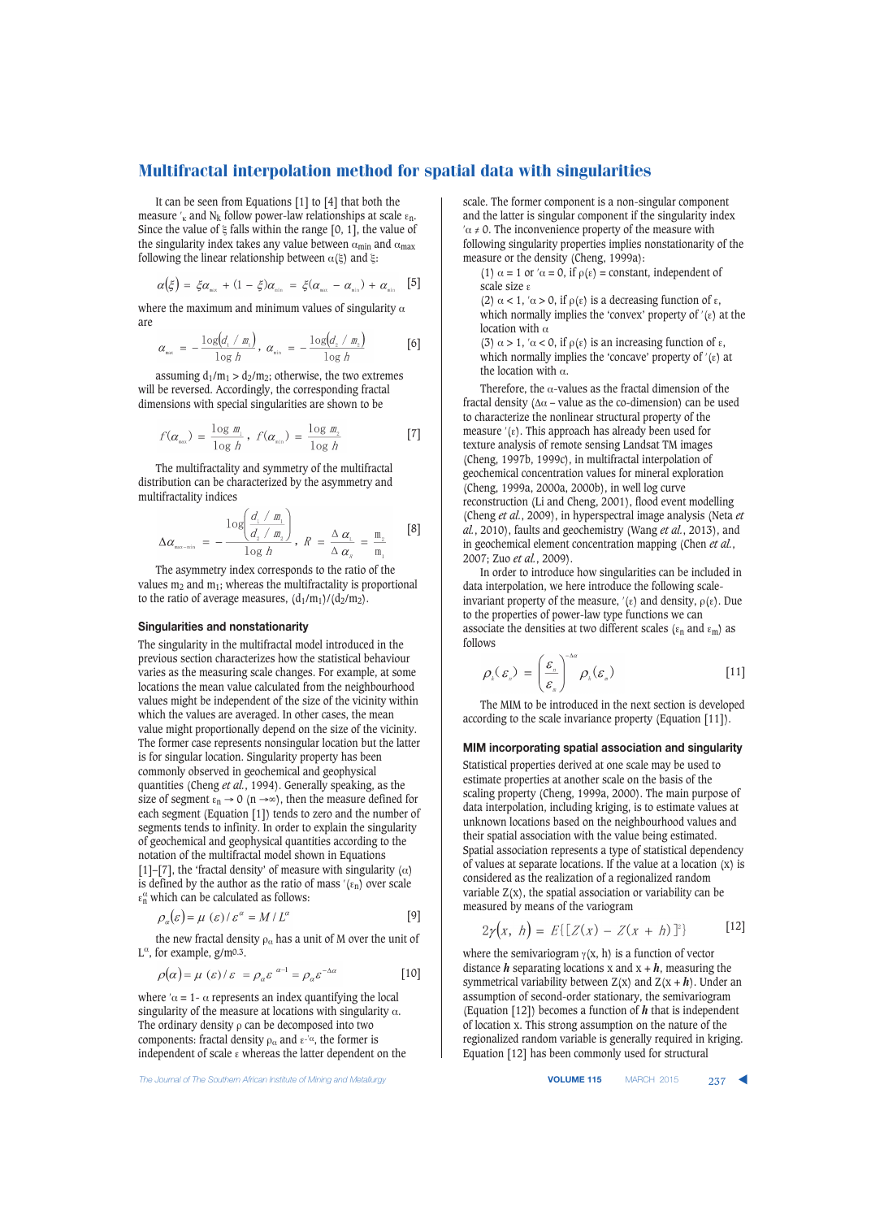# Multifractal interpolation method for spatial data with singularities

It can be seen from Equations [1] to [4] that both the measure $'_\kappa$ and $N_k$ follow power-law relationships at scale $\varepsilon_n$. Since the value of $\xi$ falls within the range [0, 1], the value of the singularity index takes any value between $\alpha_{min}$ and $\alpha_{max}$ following the linear relationship between $\alpha(\xi)$ and $\xi$:

$$\alpha(\xi) = \xi\alpha_{max} + (1-\xi)\alpha_{min} = \xi(\alpha_{max} - \alpha_{min}) + \alpha_{min} \quad [5]$$

where the maximum and minimum values of singularity $\alpha$ are

$$\alpha_{max} = -\frac{\log(d_1/m_1)}{\log h}, \quad \alpha_{min} = -\frac{\log(d_2/m_2)}{\log h} \quad [6]$$

assuming $d_1/m_1 > d_2/m_2$; otherwise, the two extremes will be reversed. Accordingly, the corresponding fractal dimensions with special singularities are shown to be

$$f(\alpha_{max}) = \frac{\log m_1}{\log h}, \quad f(\alpha_{min}) = \frac{\log m_2}{\log h} \quad [7]$$

The multifractality and symmetry of the multifractal distribution can be characterized by the asymmetry and multifractality indices

$$\Delta\alpha_{max-min} = -\frac{\log\left(\frac{d_1/m_1}{d_2/m_2}\right)}{\log h}, \quad R = \frac{\Delta\alpha_L}{\Delta\alpha_R} = \frac{m_2}{m_1} \quad [8]$$

The asymmetry index corresponds to the ratio of the values $m_2$ and $m_1$; whereas the multifractality is proportional to the ratio of average measures, $(d_1/m_1)/(d_2/m_2)$.

### Singularities and nonstationarity

The singularity in the multifractal model introduced in the previous section characterizes how the statistical behaviour varies as the measuring scale changes. For example, at some locations the mean value calculated from the neighbourhood values might be independent of the size of the vicinity within which the values are averaged. In other cases, the mean value might proportionally depend on the size of the vicinity. The former case represents nonsingular location but the latter is for singular location. Singularity property has been commonly observed in geochemical and geophysical quantities (Cheng *et al.*, 1994). Generally speaking, as the size of segment $\varepsilon_n \to 0$ $(n \to \infty)$, then the measure defined for each segment (Equation [1]) tends to zero and the number of segments tends to infinity. In order to explain the singularity of geochemical and geophysical quantities according to the notation of the multifractal model shown in Equations [1]–[7], the 'fractal density' of measure with singularity $(\alpha)$ is defined by the author as the ratio of mass $'(\varepsilon_n)$ over scale $\varepsilon_n^\alpha$ which can be calculated as follows:

$$\rho_\alpha(\varepsilon) = \mu(\varepsilon)/\varepsilon^\alpha = M/L^\alpha \quad [9]$$

the new fractal density $\rho_\alpha$ has a unit of M over the unit of $L^\alpha$, for example, g/m0.3.

$$\rho(\alpha) = \mu(\varepsilon)/\varepsilon = \rho_\alpha\varepsilon^{\alpha-1} = \rho_\alpha\varepsilon^{-\Delta\alpha} \quad [10]$$

where $'\alpha = 1 - \alpha$ represents an index quantifying the local singularity of the measure at locations with singularity $\alpha$. The ordinary density $\rho$ can be decomposed into two components: fractal density $\rho_\alpha$ and $\varepsilon^{-'\alpha}$, the former is independent of scale $\varepsilon$ whereas the latter dependent on the scale. The former component is a non-singular component and the latter is singular component if the singularity index $'\alpha \neq 0$. The inconvenience property of the measure with following singularity properties implies nonstationarity of the measure or the density (Cheng, 1999a):

(1) $\alpha = 1$ or $'\alpha = 0$, if $\rho(\varepsilon)$ = constant, independent of scale size $\varepsilon$

(2) $\alpha < 1$, $'\alpha > 0$, if $\rho(\varepsilon)$ is a decreasing function of $\varepsilon$, which normally implies the 'convex' property of $'(\varepsilon)$ at the location with $\alpha$

(3) $\alpha > 1$, $'\alpha < 0$, if $\rho(\varepsilon)$ is an increasing function of $\varepsilon$, which normally implies the 'concave' property of $'(\varepsilon)$ at the location with $\alpha$.

Therefore, the $\alpha$-values as the fractal dimension of the fractal density ($\Delta\alpha$ – value as the co-dimension) can be used to characterize the nonlinear structural property of the measure $'(\varepsilon)$. This approach has already been used for texture analysis of remote sensing Landsat TM images (Cheng, 1997b, 1999c), in multifractal interpolation of geochemical concentration values for mineral exploration (Cheng, 1999a, 2000a, 2000b), in well log curve reconstruction (Li and Cheng, 2001), flood event modelling (Cheng *et al.*, 2009), in hyperspectral image analysis (Neta *et al.*, 2010), faults and geochemistry (Wang *et al.*, 2013), and in geochemical element concentration mapping (Chen *et al.*, 2007; Zuo *et al.*, 2009).

In order to introduce how singularities can be included in data interpolation, we here introduce the following scale-invariant property of the measure, $'(\varepsilon)$ and density, $\rho(\varepsilon)$. Due to the properties of power-law type functions we can associate the densities at two different scales ($\varepsilon_n$ and $\varepsilon_m$) as follows

$$\rho_k(\varepsilon_n) = \left(\frac{\varepsilon_n}{\varepsilon_m}\right)^{-\Delta\alpha}\rho_k(\varepsilon_m) \quad [11]$$

The MIM to be introduced in the next section is developed according to the scale invariance property (Equation [11]).

### MIM incorporating spatial association and singularity

Statistical properties derived at one scale may be used to estimate properties at another scale on the basis of the scaling property (Cheng, 1999a, 2000). The main purpose of data interpolation, including kriging, is to estimate values at unknown locations based on the neighbourhood values and their spatial association with the value being estimated. Spatial association represents a type of statistical dependency of values at separate locations. If the value at a location (x) is considered as the realization of a regionalized random variable Z(x), the spatial association or variability can be measured by means of the variogram

$$2\gamma(x, h) = E\{[Z(x) - Z(x+h)]^2\} \quad [12]$$

where the semivariogram $\gamma(x, h)$ is a function of vector distance $\boldsymbol{h}$ separating locations x and x + $\boldsymbol{h}$, measuring the symmetrical variability between Z(x) and Z(x + $\boldsymbol{h}$). Under an assumption of second-order stationary, the semivariogram (Equation [12]) becomes a function of $\boldsymbol{h}$ that is independent of location x. This strong assumption on the nature of the regionalized random variable is generally required in kriging. Equation [12] has been commonly used for structural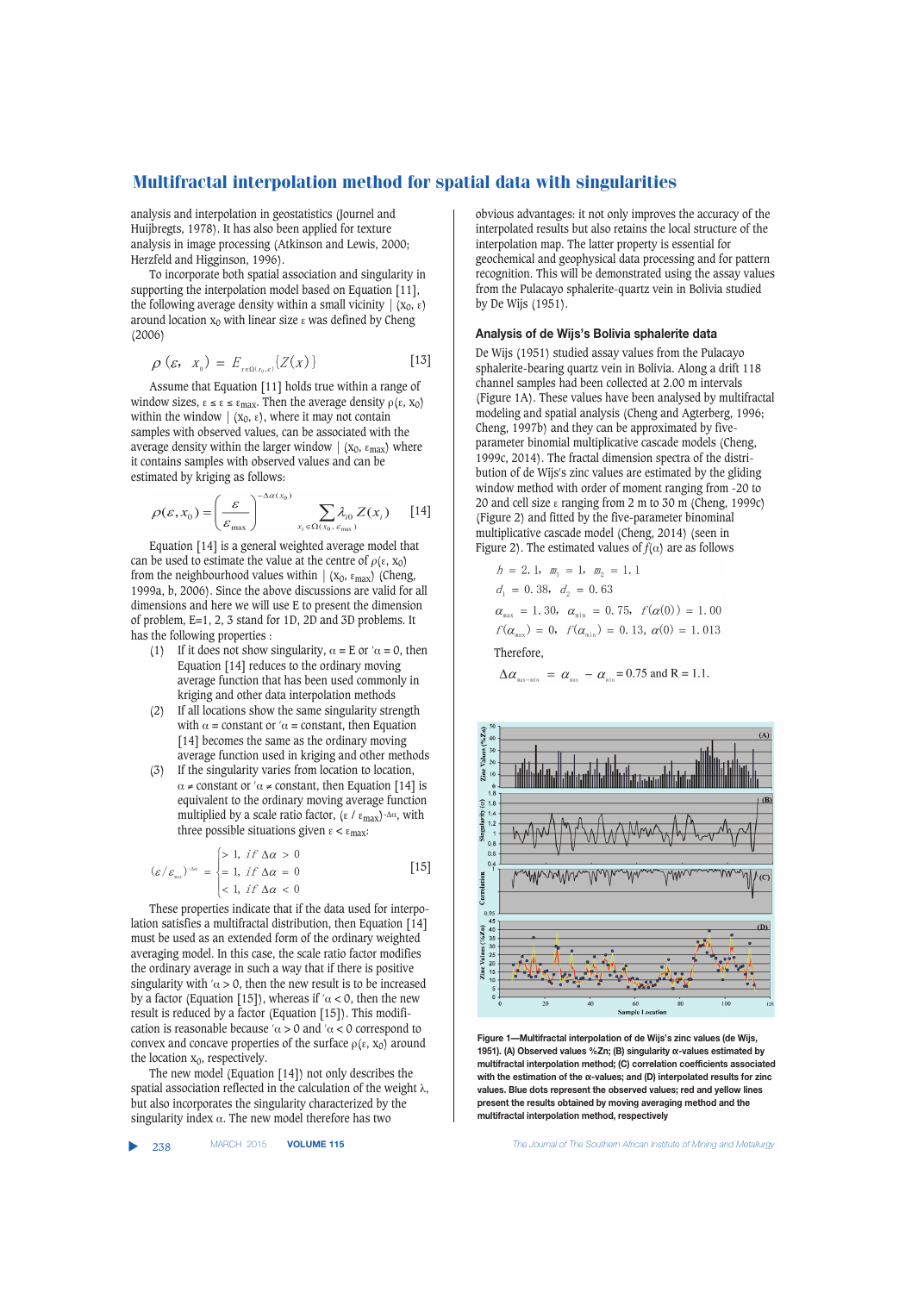analysis and interpolation in geostatistics (Journel and Huijbregts, 1978). It has also been applied for texture analysis in image processing (Atkinson and Lewis, 2000; Herzfeld and Higginson, 1996).

To incorporate both spatial association and singularity in supporting the interpolation model based on Equation [11], the following average density within a small vicinity $|(x_0, \varepsilon)$ around location $x_0$ with linear size $\varepsilon$ was defined by Cheng (2006)

$$\rho(\varepsilon, x_0) = E_{x \in \Omega(x_0, \varepsilon)}\{Z(x)\} \quad [13]$$

Assume that Equation [11] holds true within a range of window sizes, $\varepsilon \leq \varepsilon \leq \varepsilon_{max}$. Then the average density $\rho(\varepsilon, x_0)$ within the window $|(x_0, \varepsilon)$, where it may not contain samples with observed values, can be associated with the average density within the larger window $|(x_0, \varepsilon_{max})$ where it contains samples with observed values and can be estimated by kriging as follows:

$$\rho(\varepsilon, x_0) = \left(\frac{\varepsilon}{\varepsilon_{max}}\right)^{-\Delta\alpha(x_0)} \sum_{x_i \in \Omega(x_0, \varepsilon_{max})} \lambda_{i0} Z(x_i) \quad [14]$$

Equation [14] is a general weighted average model that can be used to estimate the value at the centre of $\rho(\varepsilon, x_0)$ from the neighbourhood values within $|(x_0, \varepsilon_{max})$ (Cheng, 1999a, b, 2006). Since the above discussions are valid for all dimensions and here we will use E to present the dimension of problem, E=1, 2, 3 stand for 1D, 2D and 3D problems. It has the following properties :

(1) If it does not show singularity, $\alpha = E$ or $'\alpha = 0$, then Equation [14] reduces to the ordinary moving average function that has been used commonly in kriging and other data interpolation methods

(2) If all locations show the same singularity strength with $\alpha$ = constant or $'\alpha$ = constant, then Equation [14] becomes the same as the ordinary moving average function used in kriging and other methods

(3) If the singularity varies from location to location, $\alpha \neq$ constant or $'\alpha \neq$ constant, then Equation [14] is equivalent to the ordinary moving average function multiplied by a scale ratio factor, $(\varepsilon / \varepsilon_{max})^{-\Delta\alpha}$, with three possible situations given $\varepsilon < \varepsilon_{max}$:

$$(\varepsilon/\varepsilon_{max})^{-\Delta\alpha} = \begin{cases} > 1, & if\ \Delta\alpha > 0 \\ = 1, & if\ \Delta\alpha = 0 \\ < 1, & if\ \Delta\alpha < 0 \end{cases} \quad [15]$$

These properties indicate that if the data used for interpolation satisfies a multifractal distribution, then Equation [14] must be used as an extended form of the ordinary weighted averaging model. In this case, the scale ratio factor modifies the ordinary average in such a way that if there is positive singularity with $'\alpha > 0$, then the new result is to be increased by a factor (Equation [15]), whereas if $'\alpha < 0$, then the new result is reduced by a factor (Equation [15]). This modification is reasonable because $'\alpha > 0$ and $'\alpha < 0$ correspond to convex and concave properties of the surface $\rho(\varepsilon, x_0)$ around the location $x_0$, respectively.

The new model (Equation [14]) not only describes the spatial association reflected in the calculation of the weight $\lambda$, but also incorporates the singularity characterized by the singularity index $\alpha$. The new model therefore has two obvious advantages: it not only improves the accuracy of the interpolated results but also retains the local structure of the interpolation map. The latter property is essential for geochemical and geophysical data processing and for pattern recognition. This will be demonstrated using the assay values from the Pulacayo sphalerite-quartz vein in Bolivia studied by De Wijs (1951).

### Analysis of de Wijs's Bolivia sphalerite data

De Wijs (1951) studied assay values from the Pulacayo sphalerite-bearing quartz vein in Bolivia. Along a drift 118 channel samples had been collected at 2.00 m intervals (Figure 1A). These values have been analysed by multifractal modeling and spatial analysis (Cheng and Agterberg, 1996; Cheng, 1997b) and they can be approximated by five-parameter binomial multiplicative cascade models (Cheng, 1999c, 2014). The fractal dimension spectra of the distribution of de Wijs's zinc values are estimated by the gliding window method with order of moment ranging from -20 to 20 and cell size $\varepsilon$ ranging from 2 m to 30 m (Cheng, 1999c) (Figure 2) and fitted by the five-parameter binominal multiplicative cascade model (Cheng, 2014) (seen in Figure 2). The estimated values of $f(\alpha)$ are as follows

$$h = 2.1,\ m_1 = 1,\ m_2 = 1.1$$

$$d_1 = 0.38,\ d_2 = 0.63$$

$$\alpha_{max} = 1.30,\ \alpha_{min} = 0.75,\ f(\alpha(0)) = 1.00$$

$$f(\alpha_{max}) = 0,\ f(\alpha_{min}) = 0.13,\ \alpha(0) = 1.013$$

Therefore,

$$\Delta\alpha_{max-min} = \alpha_{max} - \alpha_{min} = 0.75 \text{ and } R = 1.1.$$

**Figure 1—Multifractal interpolation of de Wijs's zinc values (de Wijs, 1951). (A) Observed values %Zn; (B) singularity α-values estimated by multifractal interpolation method; (C) correlation coefficients associated with the estimation of the α-values; and (D) interpolated results for zinc values. Blue dots represent the observed values; red and yellow lines present the results obtained by moving averaging method and the multifractal interpolation method, respectively**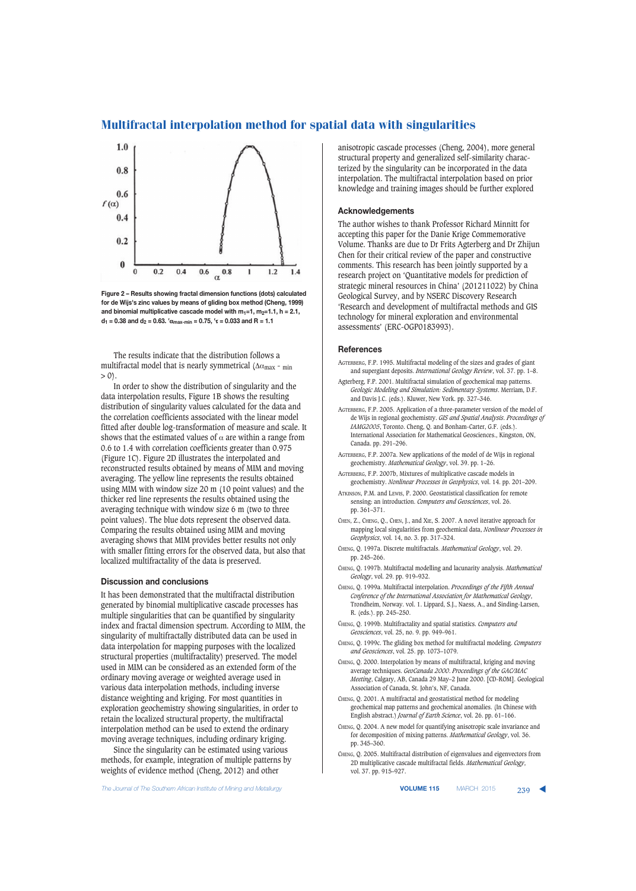Figure 2 – Results showing fractal dimension functions (dots) calculated for de Wijs's zinc values by means of gliding box method (Cheng, 1999) and binomial multiplicative cascade model with $m_1$=1, $m_2$=1.1, h = 2.1, $d_1$ = 0.38 and $d_2$ = 0.63. '$\alpha_{max-min}$ = 0.75, '$\tau$ = 0.033 and R = 1.1

The results indicate that the distribution follows a multifractal model that is nearly symmetrical ($\Delta\alpha_{max-min} > 0$).

In order to show the distribution of singularity and the data interpolation results, Figure 1B shows the resulting distribution of singularity values calculated for the data and the correlation coefficients associated with the linear model fitted after double log-transformation of measure and scale. It shows that the estimated values of $\alpha$ are within a range from 0.6 to 1.4 with correlation coefficients greater than 0.975 (Figure 1C). Figure 2D illustrates the interpolated and reconstructed results obtained by means of MIM and moving averaging. The yellow line represents the results obtained using MIM with window size 20 m (10 point values) and the thicker red line represents the results obtained using the averaging technique with window size 6 m (two to three point values). The blue dots represent the observed data. Comparing the results obtained using MIM and moving averaging shows that MIM provides better results not only with smaller fitting errors for the observed data, but also that localized multifractality of the data is preserved.

## Discussion and conclusions

It has been demonstrated that the multifractal distribution generated by binomial multiplicative cascade processes has multiple singularities that can be quantified by singularity index and fractal dimension spectrum. According to MIM, the singularity of multifractally distributed data can be used in data interpolation for mapping purposes with the localized structural properties (multifractality) preserved. The model used in MIM can be considered as an extended form of the ordinary moving average or weighted average used in various data interpolation methods, including inverse distance weighting and kriging. For most quantities in exploration geochemistry showing singularities, in order to retain the localized structural property, the multifractal interpolation method can be used to extend the ordinary moving average techniques, including ordinary kriging.

Since the singularity can be estimated using various methods, for example, integration of multiple patterns by weights of evidence method (Cheng, 2012) and other anisotropic cascade processes (Cheng, 2004), more general structural property and generalized self-similarity characterized by the singularity can be incorporated in the data interpolation. The multifractal interpolation based on prior knowledge and training images should be further explored

## Acknowledgements

The author wishes to thank Professor Richard Minnitt for accepting this paper for the Danie Krige Commemorative Volume. Thanks are due to Dr Frits Agterberg and Dr Zhijun Chen for their critical review of the paper and constructive comments. This research has been jointly supported by a research project on 'Quantitative models for prediction of strategic mineral resources in China' (201211022) by China Geological Survey, and by NSERC Discovery Research 'Research and development of multifractal methods and GIS technology for mineral exploration and environmental assessments' (ERC-OGP0183993).

## References

Agterberg, F.P. 1995. Multifractal modeling of the sizes and grades of giant and supergiant deposits. *International Geology Review*, vol. 37. pp. 1–8.

Agterberg, F.P. 2001. Multifractal simulation of geochemical map patterns. *Geologic Modeling and Simulation: Sedimentary Systems*. Merriam, D.F. and Davis J.C. (eds.). Kluwer, New York. pp. 327–346.

Agterberg, F.P. 2005. Application of a three-parameter version of the model of de Wijs in regional geochemistry. *GIS and Spatial Analysis. Proceedings of IAMG2005*, Toronto. Cheng, Q. and Bonham-Carter, G.F. (eds.). International Association for Mathematical Geosciences., Kingston, ON, Canada. pp. 291–296.

Agterberg, F.P. 2007a. New applications of the model of de Wijs in regional geochemistry. *Mathematical Geology*, vol. 39. pp. 1–26.

Agterberg, F.P. 2007b, Mixtures of multiplicative cascade models in geochemistry. *Nonlinear Processes in Geophysics*, vol. 14. pp. 201–209.

Atkinson, P.M. and Lewis, P. 2000. Geostatistical classification for remote sensing: an introduction. *Computers and Geosciences*, vol. 26. pp. 361–371.

Chen, Z., Cheng, Q., Chen, J., and Xie, S. 2007. A novel iterative approach for mapping local singularities from geochemical data, *Nonlinear Processes in Geophysics*, vol. 14, no. 3. pp. 317–324.

Cheng, Q. 1997a. Discrete multifractals. *Mathematical Geology*, vol. 29. pp. 245–266.

Cheng, Q. 1997b. Multifractal modelling and lacunarity analysis. *Mathematical Geology*, vol. 29. pp. 919–932.

Cheng, Q. 1999a. Multifractal interpolation. *Proceedings of the Fifth Annual Conference of the International Association for Mathematical Geology*, Trondheim, Norway. vol. 1. Lippard, S.J., Naess, A., and Sinding-Larsen, R. (eds.). pp. 245–250.

Cheng, Q. 1999b. Multifractality and spatial statistics. *Computers and Geosciences*, vol. 25, no. 9. pp. 949–961.

Cheng, Q. 1999c. The gliding box method for multifractal modeling. *Computers and Geosciences*, vol. 25. pp. 1073–1079.

Cheng, Q. 2000. Interpolation by means of multifractal, kriging and moving average techniques. *GeoCanada 2000. Proceedings of the GAC/MAC Meeting*, Calgary, AB, Canada 29 May–2 June 2000. [CD-ROM]. Geological Association of Canada, St. John's, NF, Canada.

Cheng, Q. 2001. A multifractal and geostatistical method for modeling geochemical map patterns and geochemical anomalies. (In Chinese with English abstract.) *Journal of Earth Science*, vol. 26. pp. 61–166.

Cheng, Q. 2004. A new model for quantifying anisotropic scale invariance and for decomposition of mixing patterns. *Mathematical Geology*, vol. 36. pp. 345–360.

Cheng, Q. 2005. Multifractal distribution of eigenvalues and eigenvectors from 2D multiplicative cascade multifractal fields. *Mathematical Geology*, vol. 37. pp. 915–927.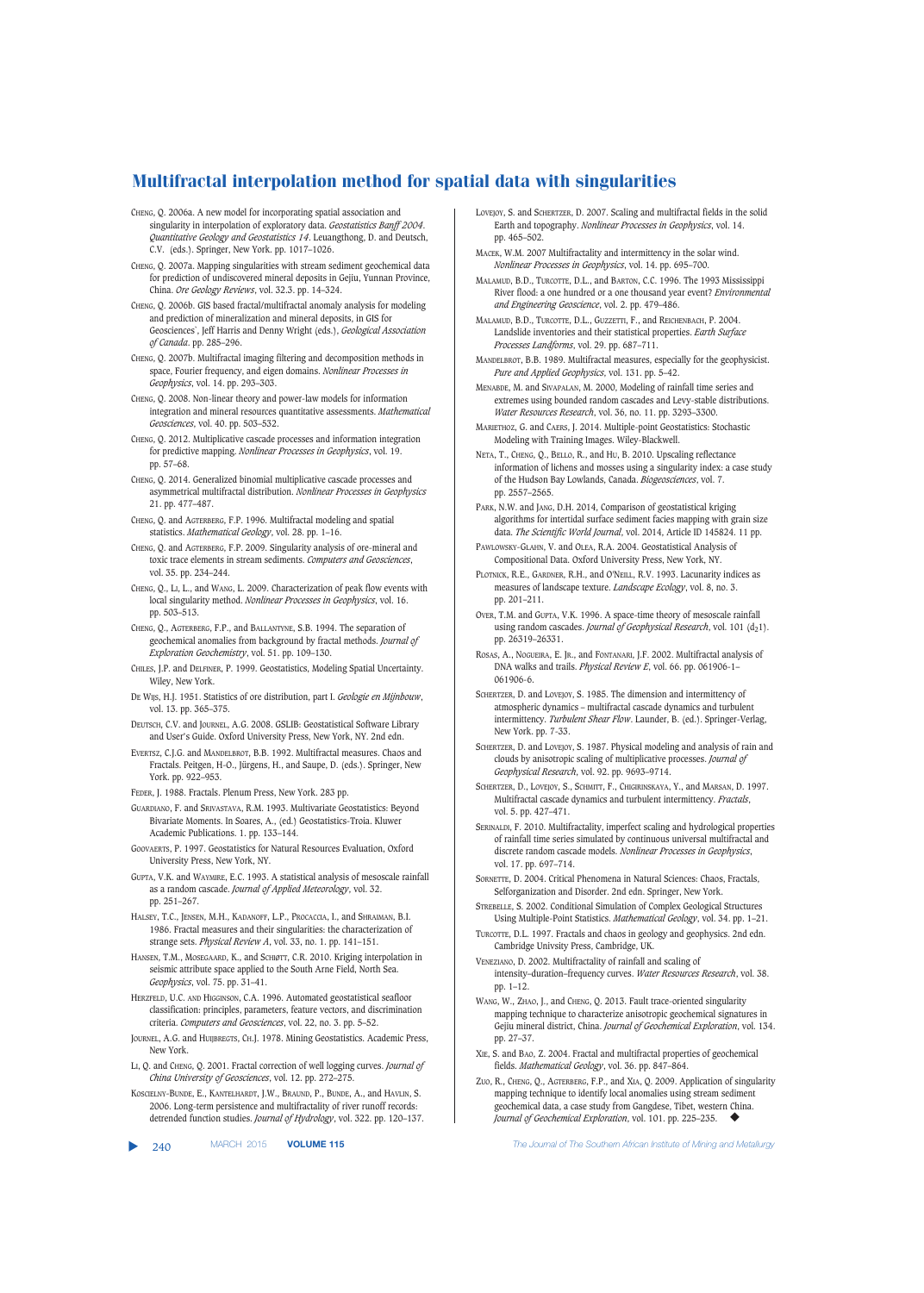CHENG, Q. 2006a. A new model for incorporating spatial association and singularity in interpolation of exploratory data. *Geostatistics Banff 2004. Quantitative Geology and Geostatistics 14*. Leuangthong, D. and Deutsch, C.V. (eds.). Springer, New York. pp. 1017–1026.

CHENG, Q. 2007a. Mapping singularities with stream sediment geochemical data for prediction of undiscovered mineral deposits in Gejiu, Yunnan Province, China. *Ore Geology Reviews*, vol. 32.3. pp. 14–324.

CHENG, Q. 2006b. GIS based fractal/multifractal anomaly analysis for modeling and prediction of mineralization and mineral deposits, in GIS for Geosciences', Jeff Harris and Denny Wright (eds.), *Geological Association of Canada*. pp. 285–296.

CHENG, Q. 2007b. Multifractal imaging filtering and decomposition methods in space, Fourier frequency, and eigen domains. *Nonlinear Processes in Geophysics*, vol. 14. pp. 293–303.

CHENG, Q. 2008. Non-linear theory and power-law models for information integration and mineral resources quantitative assessments. *Mathematical Geosciences*, vol. 40. pp. 503–532.

CHENG, Q. 2012. Multiplicative cascade processes and information integration for predictive mapping. *Nonlinear Processes in Geophysics*, vol. 19. pp. 57–68.

CHENG, Q. 2014. Generalized binomial multiplicative cascade processes and asymmetrical multifractal distribution. *Nonlinear Processes in Geophysics* 21. pp. 477–487.

CHENG, Q. and AGTERBERG, F.P. 1996. Multifractal modeling and spatial statistics. *Mathematical Geology*, vol. 28. pp. 1–16.

CHENG, Q. and AGTERBERG, F.P. 2009. Singularity analysis of ore-mineral and toxic trace elements in stream sediments. *Computers and Geosciences*, vol. 35. pp. 234–244.

CHENG, Q., LI, L., and WANG, L. 2009. Characterization of peak flow events with local singularity method. *Nonlinear Processes in Geophysics*, vol. 16. pp. 503–513.

CHENG, Q., AGTERBERG, F.P., and BALLANTYNE, S.B. 1994. The separation of geochemical anomalies from background by fractal methods. *Journal of Exploration Geochemistry*, vol. 51. pp. 109–130.

CHILES, J.P. and DELFINER, P. 1999. Geostatistics, Modeling Spatial Uncertainty. Wiley, New York.

DE WIJS, H.J. 1951. Statistics of ore distribution, part I. *Geologie en Mijnbouw*, vol. 13. pp. 365–375.

DEUTSCH, C.V. and JOURNEL, A.G. 2008. GSLIB: Geostatistical Software Library and User's Guide. Oxford University Press, New York, NY. 2nd edn.

EVERTSZ, C.J.G. and MANDELBROT, B.B. 1992. Multifractal measures. Chaos and Fractals. Peitgen, H-O., Jürgens, H., and Saupe, D. (eds.). Springer, New York. pp. 922–953.

FEDER, J. 1988. Fractals. Plenum Press, New York. 283 pp.

GUARDIANO, F. and SRIVASTAVA, R.M. 1993. Multivariate Geostatistics: Beyond Bivariate Moments. In Soares, A., (ed.) Geostatistics-Troia. Kluwer Academic Publications. 1. pp. 133–144.

GOOVAERTS, P. 1997. Geostatistics for Natural Resources Evaluation, Oxford University Press, New York, NY.

GUPTA, V.K. and WAYMIRE, E.C. 1993. A statistical analysis of mesoscale rainfall as a random cascade. *Journal of Applied Meteorology*, vol. 32. pp. 251–267.

HALSEY, T.C., JENSEN, M.H., KADANOFF, L.P., PROCACCIA, I., and SHRAIMAN, B.I. 1986. Fractal measures and their singularities: the characterization of strange sets. *Physical Review A*, vol. 33, no. 1. pp. 141–151.

HANSEN, T.M., MOSEGAARD, K., and SCHIØTT, C.R. 2010. Kriging interpolation in seismic attribute space applied to the South Arne Field, North Sea. *Geophysics*, vol. 75. pp. 31–41.

HERZFELD, U.C. AND HIGGINSON, C.A. 1996. Automated geostatistical seafloor classification: principles, parameters, feature vectors, and discrimination criteria. *Computers and Geosciences*, vol. 22, no. 3. pp. 5–52.

JOURNEL, A.G. and HUIJBREGTS, CH.J. 1978. Mining Geostatistics. Academic Press, New York.

LI, Q. and CHENG, Q. 2001. Fractal correction of well logging curves. *Journal of China University of Geosciences*, vol. 12. pp. 272–275.

KOSCIELNY-BUNDE, E., KANTELHARDT, J.W., BRAUND, P., BUNDE, A., and HAVLIN, S. 2006. Long-term persistence and multifractality of river runoff records: detrended function studies. *Journal of Hydrology*, vol. 322. pp. 120–137.

LOVEJOY, S. and SCHERTZER, D. 2007. Scaling and multifractal fields in the solid Earth and topography. *Nonlinear Processes in Geophysics*, vol. 14. pp. 465–502.

MACEK, W.M. 2007 Multifractality and intermittency in the solar wind. *Nonlinear Processes in Geophysics*, vol. 14. pp. 695–700.

MALAMUD, B.D., TURCOTTE, D.L., and BARTON, C.C. 1996. The 1993 Mississippi River flood: a one hundred or a one thousand year event? *Environmental and Engineering Geoscience*, vol. 2. pp. 479–486.

MALAMUD, B.D., TURCOTTE, D.L., GUZZETTI, F., and REICHENBACH, P. 2004. Landslide inventories and their statistical properties. *Earth Surface Processes Landforms*, vol. 29. pp. 687–711.

MANDELBROT, B.B. 1989. Multifractal measures, especially for the geophysicist. *Pure and Applied Geophysics*, vol. 131. pp. 5–42.

MENABDE, M. and SIVAPALAN, M. 2000, Modeling of rainfall time series and extremes using bounded random cascades and Levy-stable distributions. *Water Resources Research*, vol. 36, no. 11. pp. 3293–3300.

MARIETHOZ, G. and CAERS, J. 2014. Multiple-point Geostatistics: Stochastic Modeling with Training Images. Wiley-Blackwell.

NETA, T., CHENG, Q., BELLO, R., and HU, B. 2010. Upscaling reflectance information of lichens and mosses using a singularity index: a case study of the Hudson Bay Lowlands, Canada. *Biogeosciences*, vol. 7. pp. 2557–2565.

PARK, N.W. and JANG, D.H. 2014, Comparison of geostatistical kriging algorithms for intertidal surface sediment facies mapping with grain size data. *The Scientific World Journal*, vol. 2014, Article ID 145824. 11 pp.

PAWLOWSKY-GLAHN, V. and OLEA, R.A. 2004. Geostatistical Analysis of Compositional Data. Oxford University Press, New York, NY.

PLOTNICK, R.E., GARDNER, R.H., and O'NEILL, R.V. 1993. Lacunarity indices as measures of landscape texture. *Landscape Ecology*, vol. 8, no. 3. pp. 201–211.

OVER, T.M. and GUPTA, V.K. 1996. A space-time theory of mesoscale rainfall using random cascades. *Journal of Geophysical Research*, vol. 101 ($d_2$1). pp. 26319–26331.

ROSAS, A., NOGUEIRA, E. JR., and FONTANARI, J.F. 2002. Multifractal analysis of DNA walks and trails. *Physical Review E*, vol. 66. pp. 061906-1–061906-6.

SCHERTZER, D. and LOVEJOY, S. 1985. The dimension and intermittency of atmospheric dynamics – multifractal cascade dynamics and turbulent intermittency. *Turbulent Shear Flow*. Launder, B. (ed.). Springer-Verlag, New York. pp. 7-33.

SCHERTZER, D. and LOVEJOY, S. 1987. Physical modeling and analysis of rain and clouds by anisotropic scaling of multiplicative processes. *Journal of Geophysical Research*, vol. 92. pp. 9693–9714.

SCHERTZER, D., LOVEJOY, S., SCHMITT, F., CHIGIRINSKAYA, Y., and MARSAN, D. 1997. Multifractal cascade dynamics and turbulent intermittency. *Fractals*, vol. 5. pp. 427–471.

SERINALDI, F. 2010. Multifractality, imperfect scaling and hydrological properties of rainfall time series simulated by continuous universal multifractal and discrete random cascade models. *Nonlinear Processes in Geophysics*, vol. 17. pp. 697–714.

SORNETTE, D. 2004. Critical Phenomena in Natural Sciences: Chaos, Fractals, Selforganization and Disorder. 2nd edn. Springer, New York.

STREBELLE, S. 2002. Conditional Simulation of Complex Geological Structures Using Multiple-Point Statistics. *Mathematical Geology*, vol. 34. pp. 1–21.

TURCOTTE, D.L. 1997. Fractals and chaos in geology and geophysics. 2nd edn. Cambridge Univsity Press, Cambridge, UK.

VENEZIANO, D. 2002. Multifractality of rainfall and scaling of intensity–duration–frequency curves. *Water Resources Research*, vol. 38. pp. 1–12.

WANG, W., ZHAO, J., and CHENG, Q. 2013. Fault trace-oriented singularity mapping technique to characterize anisotropic geochemical signatures in Gejiu mineral district, China. *Journal of Geochemical Exploration*, vol. 134. pp. 27–37.

XIE, S. and BAO, Z. 2004. Fractal and multifractal properties of geochemical fields. *Mathematical Geology*, vol. 36. pp. 847–864.

ZUO, R., CHENG, Q., AGTERBERG, F.P., and XIA, Q. 2009. Application of singularity mapping technique to identify local anomalies using stream sediment geochemical data, a case study from Gangdese, Tibet, western China. *Journal of Geochemical Exploration*, vol. 101. pp. 225–235. ◆